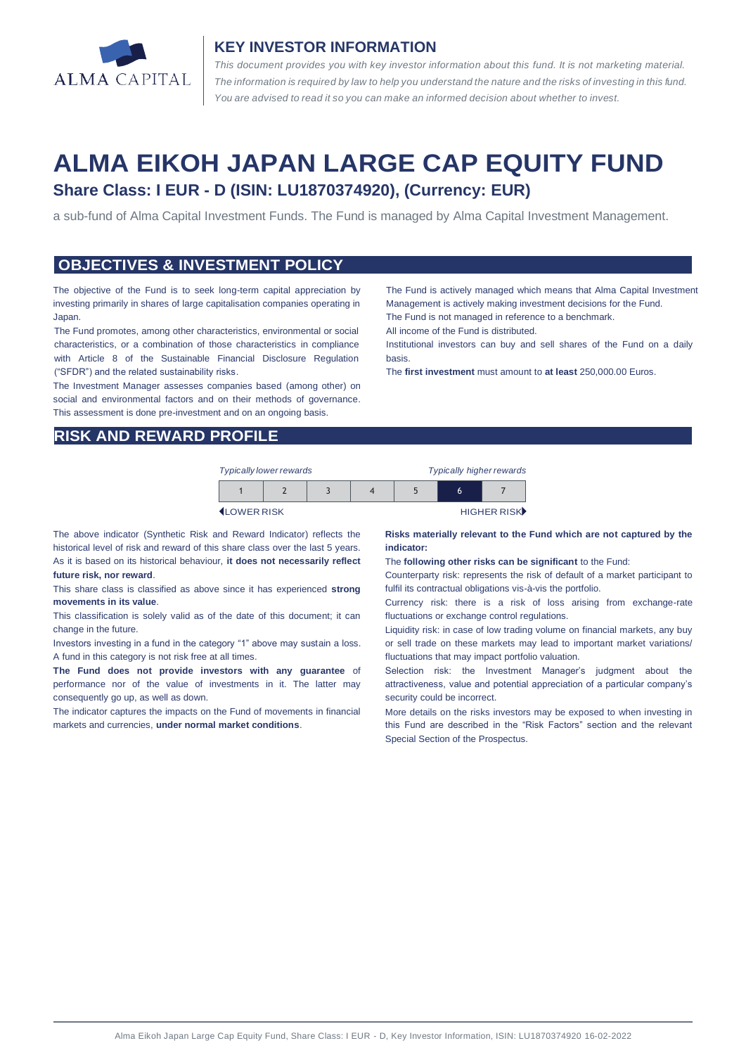## KEY INVESTOR INFORMATION

*This document provides you with key investor information about this fund. It is not marketing material. The information is required by law to help you understand the nature and the risks of investing in this fund. You are advised to read it so you can make an informed decision about whether to invest.*

# ALMA EIKOH JAPAN LARGE CAP EQUITY FUND

### Share Class: I EUR - D (ISIN: LU1870374920), (Currency: EUR)

a sub-fund of Alma Capital Investment Funds. The Fund is managed by Alma Capital Investment Management.

## OBJECTIVES & INVESTMENT POLICY

The objective of the Fund is to seek long-term capital appreciation by investing primarily in shares of large capitalisation companies operating in Japan.

The Fund promotes, among other characteristics, environmental or social characteristics, or a combination of those characteristics in compliance with Article 8 of the Sustainable Financial Disclosure Regulation ("SFDR") and the related sustainability risks.

The Investment Manager assesses companies based (among other) on social and environmental factors and on their methods of governance. This assessment is done pre-investment and on an ongoing basis.

The Fund is actively managed which means that Alma Capital Investment Management is actively making investment decisions for the Fund.

The Fund is not managed in reference to a benchmark.

All income of the Fund is distributed.

Institutional investors can buy and sell shares of the Fund on a daily basis.

The **first investment** must amount to **at least** 250,000.00 Euros.

## RISK AND REWARD PROFILE

*Typically lower rewards* — *Typically higher rewards*

| 1 | 2 | 3 | 4 | 5 | **6** | 7 |
|---|---|---|---|---|---|---|

LOWER RISK — HIGHER RISK

The above indicator (Synthetic Risk and Reward Indicator) reflects the historical level of risk and reward of this share class over the last 5 years. As it is based on its historical behaviour, **it does not necessarily reflect future risk, nor reward**.

This share class is classified as above since it has experienced **strong movements in its value**.

This classification is solely valid as of the date of this document; it can change in the future.

Investors investing in a fund in the category "1" above may sustain a loss. A fund in this category is not risk free at all times.

**The Fund does not provide investors with any guarantee** of performance nor of the value of investments in it. The latter may consequently go up, as well as down.

The indicator captures the impacts on the Fund of movements in financial markets and currencies, **under normal market conditions**.

**Risks materially relevant to the Fund which are not captured by the indicator:**

The **following other risks can be significant** to the Fund:

Counterparty risk: represents the risk of default of a market participant to fulfil its contractual obligations vis-à-vis the portfolio.

Currency risk: there is a risk of loss arising from exchange-rate fluctuations or exchange control regulations.

Liquidity risk: in case of low trading volume on financial markets, any buy or sell trade on these markets may lead to important market variations/ fluctuations that may impact portfolio valuation.

Selection risk: the Investment Manager's judgment about the attractiveness, value and potential appreciation of a particular company's security could be incorrect.

More details on the risks investors may be exposed to when investing in this Fund are described in the "Risk Factors" section and the relevant Special Section of the Prospectus.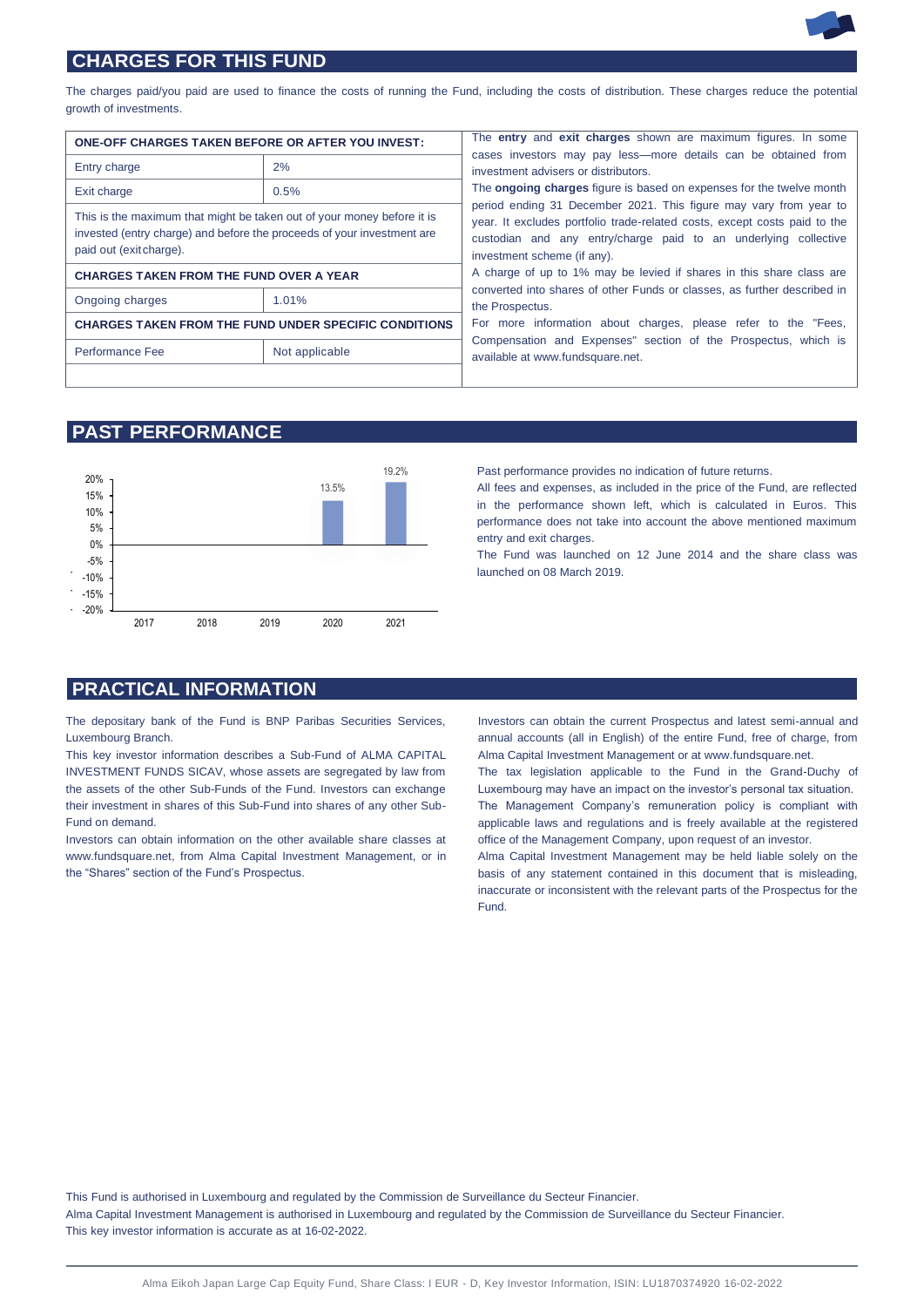## CHARGES FOR THIS FUND

The charges paid/you paid are used to finance the costs of running the Fund, including the costs of distribution. These charges reduce the potential growth of investments.

| ONE-OFF CHARGES TAKEN BEFORE OR AFTER YOU INVEST: | |
|---|---|
| Entry charge | 2% |
| Exit charge | 0.5% |
| This is the maximum that might be taken out of your money before it is invested (entry charge) and before the proceeds of your investment are paid out (exit charge). | |
| **CHARGES TAKEN FROM THE FUND OVER A YEAR** | |
| Ongoing charges | 1.01% |
| **CHARGES TAKEN FROM THE FUND UNDER SPECIFIC CONDITIONS** | |
| Performance Fee | Not applicable |

The **entry** and **exit charges** shown are maximum figures. In some cases investors may pay less—more details can be obtained from investment advisers or distributors.

The **ongoing charges** figure is based on expenses for the twelve month period ending 31 December 2021. This figure may vary from year to year. It excludes portfolio trade-related costs, except costs paid to the custodian and any entry/charge paid to an underlying collective investment scheme (if any).

A charge of up to 1% may be levied if shares in this share class are converted into shares of other Funds or classes, as further described in the Prospectus.

For more information about charges, please refer to the "Fees, Compensation and Expenses" section of the Prospectus, which is available at www.fundsquare.net.

## PAST PERFORMANCE

20%
15%
10%
5%
0%
-5%
-10%
-15%
-20%

2017 2018 2019 2020 2021

13.5%
19.2%

Past performance provides no indication of future returns.

All fees and expenses, as included in the price of the Fund, are reflected in the performance shown left, which is calculated in Euros. This performance does not take into account the above mentioned maximum entry and exit charges.

The Fund was launched on 12 June 2014 and the share class was launched on 08 March 2019.

## PRACTICAL INFORMATION

The depositary bank of the Fund is BNP Paribas Securities Services, Luxembourg Branch.

This key investor information describes a Sub-Fund of ALMA CAPITAL INVESTMENT FUNDS SICAV, whose assets are segregated by law from the assets of the other Sub-Funds of the Fund. Investors can exchange their investment in shares of this Sub-Fund into shares of any other Sub-Fund on demand.

Investors can obtain information on the other available share classes at www.fundsquare.net, from Alma Capital Investment Management, or in the "Shares" section of the Fund's Prospectus.

Investors can obtain the current Prospectus and latest semi-annual and annual accounts (all in English) of the entire Fund, free of charge, from Alma Capital Investment Management or at www.fundsquare.net.

The tax legislation applicable to the Fund in the Grand-Duchy of Luxembourg may have an impact on the investor's personal tax situation.

The Management Company's remuneration policy is compliant with applicable laws and regulations and is freely available at the registered office of the Management Company, upon request of an investor.

Alma Capital Investment Management may be held liable solely on the basis of any statement contained in this document that is misleading, inaccurate or inconsistent with the relevant parts of the Prospectus for the Fund.

This Fund is authorised in Luxembourg and regulated by the Commission de Surveillance du Secteur Financier.
Alma Capital Investment Management is authorised in Luxembourg and regulated by the Commission de Surveillance du Secteur Financier.
This key investor information is accurate as at 16-02-2022.